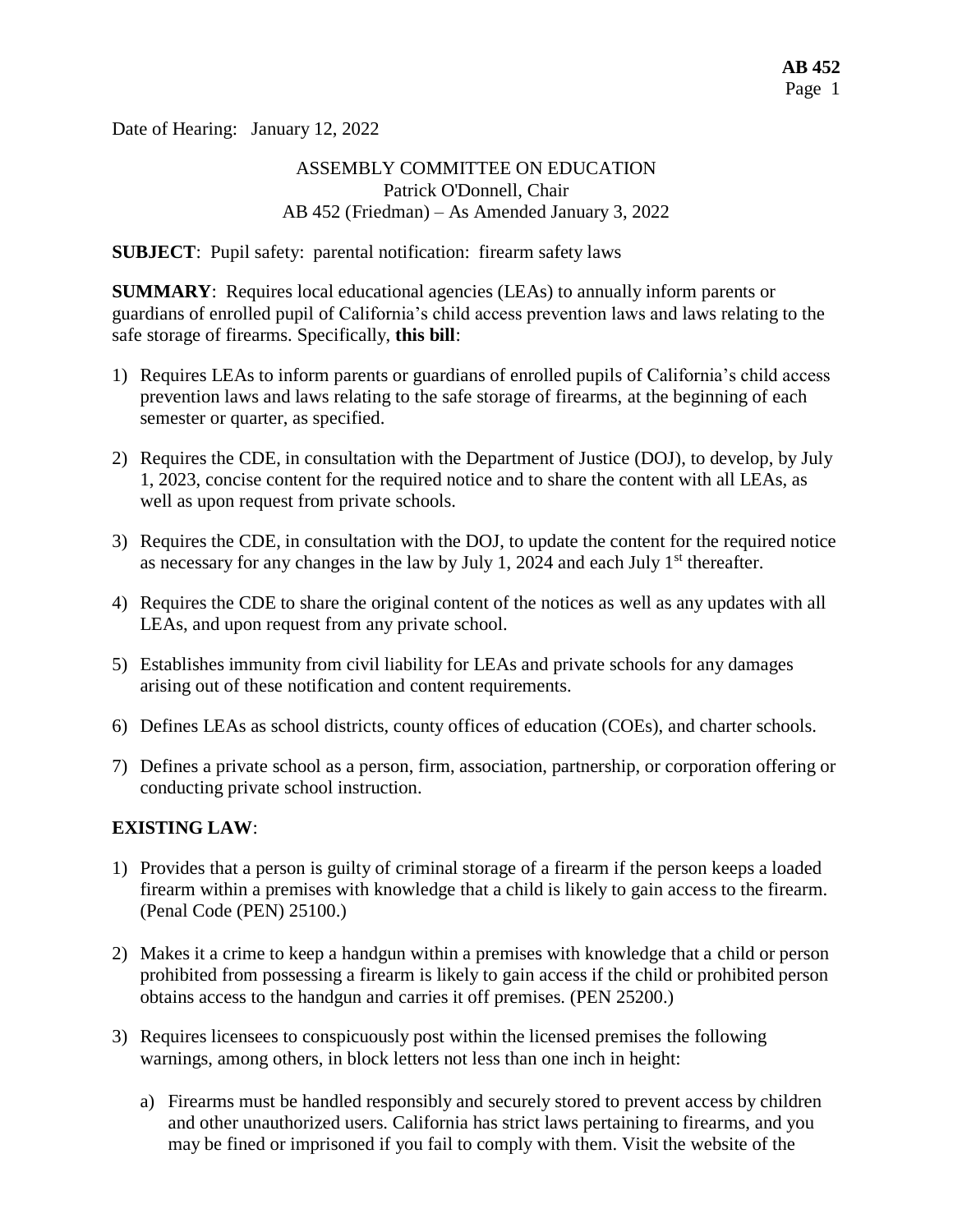Date of Hearing: January 12, 2022

ASSEMBLY COMMITTEE ON EDUCATION
Patrick O'Donnell, Chair
AB 452 (Friedman) – As Amended January 3, 2022

**SUBJECT**: Pupil safety: parental notification: firearm safety laws

**SUMMARY**: Requires local educational agencies (LEAs) to annually inform parents or guardians of enrolled pupil of California's child access prevention laws and laws relating to the safe storage of firearms. Specifically, **this bill**:

1) Requires LEAs to inform parents or guardians of enrolled pupils of California's child access prevention laws and laws relating to the safe storage of firearms, at the beginning of each semester or quarter, as specified.

2) Requires the CDE, in consultation with the Department of Justice (DOJ), to develop, by July 1, 2023, concise content for the required notice and to share the content with all LEAs, as well as upon request from private schools.

3) Requires the CDE, in consultation with the DOJ, to update the content for the required notice as necessary for any changes in the law by July 1, 2024 and each July 1st thereafter.

4) Requires the CDE to share the original content of the notices as well as any updates with all LEAs, and upon request from any private school.

5) Establishes immunity from civil liability for LEAs and private schools for any damages arising out of these notification and content requirements.

6) Defines LEAs as school districts, county offices of education (COEs), and charter schools.

7) Defines a private school as a person, firm, association, partnership, or corporation offering or conducting private school instruction.

**EXISTING LAW**:

1) Provides that a person is guilty of criminal storage of a firearm if the person keeps a loaded firearm within a premises with knowledge that a child is likely to gain access to the firearm. (Penal Code (PEN) 25100.)

2) Makes it a crime to keep a handgun within a premises with knowledge that a child or person prohibited from possessing a firearm is likely to gain access if the child or prohibited person obtains access to the handgun and carries it off premises. (PEN 25200.)

3) Requires licensees to conspicuously post within the licensed premises the following warnings, among others, in block letters not less than one inch in height:

   a) Firearms must be handled responsibly and securely stored to prevent access by children and other unauthorized users. California has strict laws pertaining to firearms, and you may be fined or imprisoned if you fail to comply with them. Visit the website of the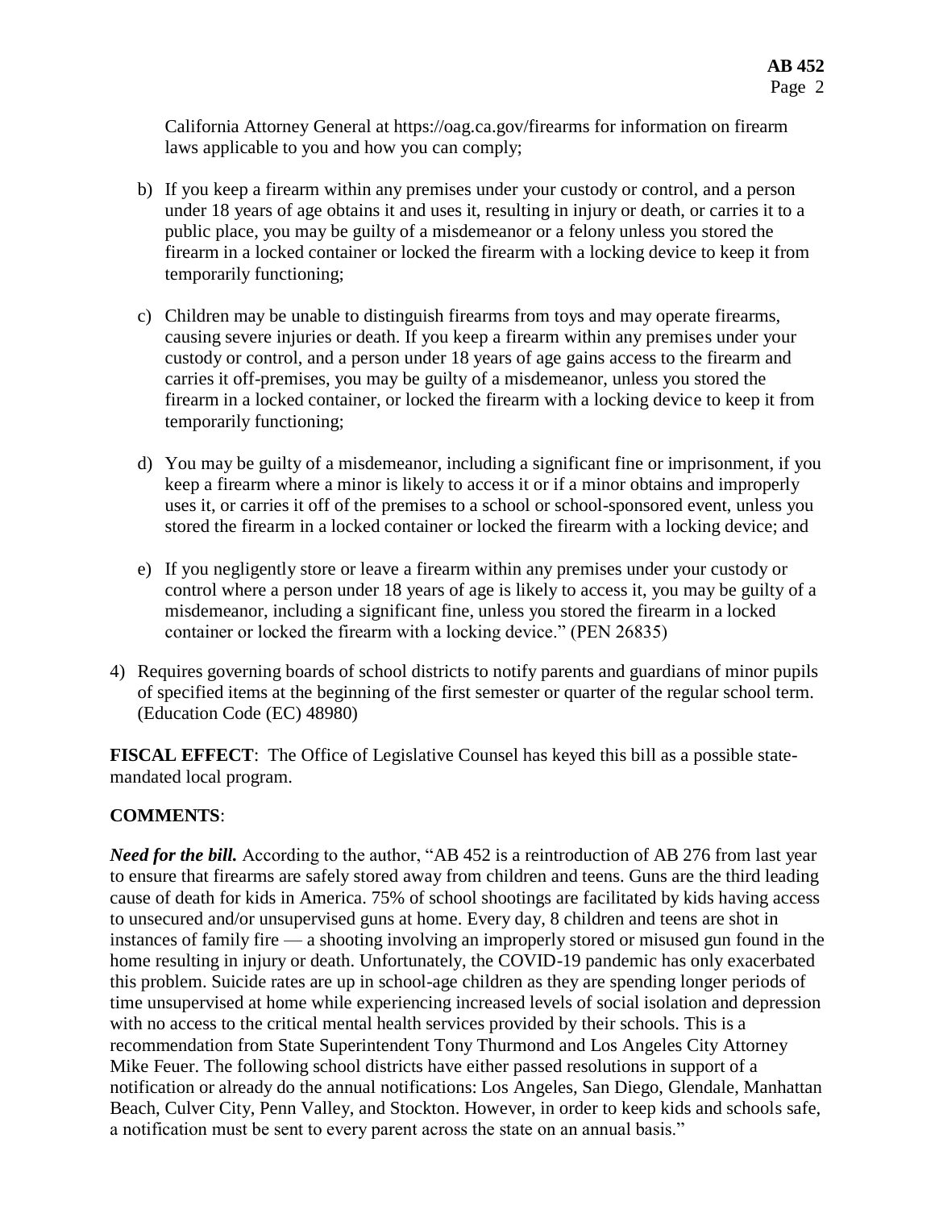California Attorney General at https://oag.ca.gov/firearms for information on firearm laws applicable to you and how you can comply;

b) If you keep a firearm within any premises under your custody or control, and a person under 18 years of age obtains it and uses it, resulting in injury or death, or carries it to a public place, you may be guilty of a misdemeanor or a felony unless you stored the firearm in a locked container or locked the firearm with a locking device to keep it from temporarily functioning;

c) Children may be unable to distinguish firearms from toys and may operate firearms, causing severe injuries or death. If you keep a firearm within any premises under your custody or control, and a person under 18 years of age gains access to the firearm and carries it off-premises, you may be guilty of a misdemeanor, unless you stored the firearm in a locked container, or locked the firearm with a locking device to keep it from temporarily functioning;

d) You may be guilty of a misdemeanor, including a significant fine or imprisonment, if you keep a firearm where a minor is likely to access it or if a minor obtains and improperly uses it, or carries it off of the premises to a school or school-sponsored event, unless you stored the firearm in a locked container or locked the firearm with a locking device; and

e) If you negligently store or leave a firearm within any premises under your custody or control where a person under 18 years of age is likely to access it, you may be guilty of a misdemeanor, including a significant fine, unless you stored the firearm in a locked container or locked the firearm with a locking device." (PEN 26835)

4) Requires governing boards of school districts to notify parents and guardians of minor pupils of specified items at the beginning of the first semester or quarter of the regular school term. (Education Code (EC) 48980)

**FISCAL EFFECT**: The Office of Legislative Counsel has keyed this bill as a possible state-mandated local program.

**COMMENTS**:

***Need for the bill.*** According to the author, "AB 452 is a reintroduction of AB 276 from last year to ensure that firearms are safely stored away from children and teens. Guns are the third leading cause of death for kids in America. 75% of school shootings are facilitated by kids having access to unsecured and/or unsupervised guns at home. Every day, 8 children and teens are shot in instances of family fire — a shooting involving an improperly stored or misused gun found in the home resulting in injury or death. Unfortunately, the COVID-19 pandemic has only exacerbated this problem. Suicide rates are up in school-age children as they are spending longer periods of time unsupervised at home while experiencing increased levels of social isolation and depression with no access to the critical mental health services provided by their schools. This is a recommendation from State Superintendent Tony Thurmond and Los Angeles City Attorney Mike Feuer. The following school districts have either passed resolutions in support of a notification or already do the annual notifications: Los Angeles, San Diego, Glendale, Manhattan Beach, Culver City, Penn Valley, and Stockton. However, in order to keep kids and schools safe, a notification must be sent to every parent across the state on an annual basis."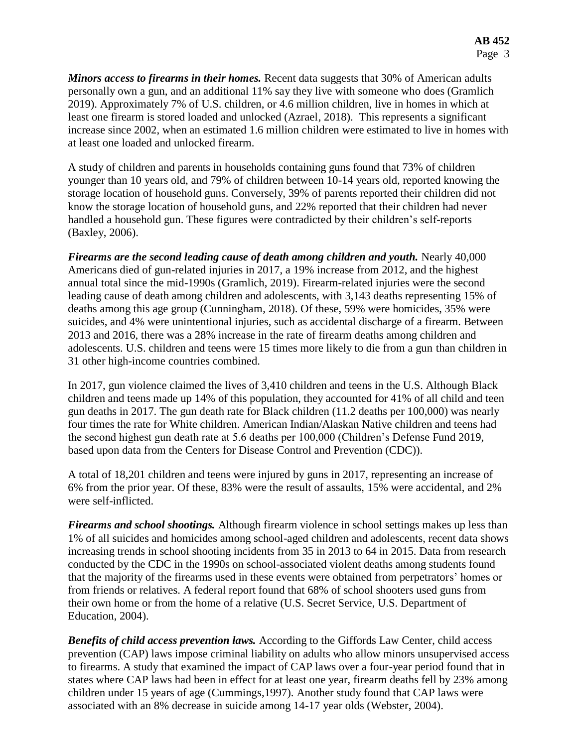***Minors access to firearms in their homes.*** Recent data suggests that 30% of American adults personally own a gun, and an additional 11% say they live with someone who does (Gramlich 2019). Approximately 7% of U.S. children, or 4.6 million children, live in homes in which at least one firearm is stored loaded and unlocked (Azrael, 2018). This represents a significant increase since 2002, when an estimated 1.6 million children were estimated to live in homes with at least one loaded and unlocked firearm.

A study of children and parents in households containing guns found that 73% of children younger than 10 years old, and 79% of children between 10-14 years old, reported knowing the storage location of household guns. Conversely, 39% of parents reported their children did not know the storage location of household guns, and 22% reported that their children had never handled a household gun. These figures were contradicted by their children's self-reports (Baxley, 2006).

***Firearms are the second leading cause of death among children and youth.*** Nearly 40,000 Americans died of gun-related injuries in 2017, a 19% increase from 2012, and the highest annual total since the mid-1990s (Gramlich, 2019). Firearm-related injuries were the second leading cause of death among children and adolescents, with 3,143 deaths representing 15% of deaths among this age group (Cunningham, 2018). Of these, 59% were homicides, 35% were suicides, and 4% were unintentional injuries, such as accidental discharge of a firearm. Between 2013 and 2016, there was a 28% increase in the rate of firearm deaths among children and adolescents. U.S. children and teens were 15 times more likely to die from a gun than children in 31 other high-income countries combined.

In 2017, gun violence claimed the lives of 3,410 children and teens in the U.S. Although Black children and teens made up 14% of this population, they accounted for 41% of all child and teen gun deaths in 2017. The gun death rate for Black children (11.2 deaths per 100,000) was nearly four times the rate for White children. American Indian/Alaskan Native children and teens had the second highest gun death rate at 5.6 deaths per 100,000 (Children's Defense Fund 2019, based upon data from the Centers for Disease Control and Prevention (CDC)).

A total of 18,201 children and teens were injured by guns in 2017, representing an increase of 6% from the prior year. Of these, 83% were the result of assaults, 15% were accidental, and 2% were self-inflicted.

***Firearms and school shootings.*** Although firearm violence in school settings makes up less than 1% of all suicides and homicides among school-aged children and adolescents, recent data shows increasing trends in school shooting incidents from 35 in 2013 to 64 in 2015. Data from research conducted by the CDC in the 1990s on school-associated violent deaths among students found that the majority of the firearms used in these events were obtained from perpetrators' homes or from friends or relatives. A federal report found that 68% of school shooters used guns from their own home or from the home of a relative (U.S. Secret Service, U.S. Department of Education, 2004).

***Benefits of child access prevention laws.*** According to the Giffords Law Center, child access prevention (CAP) laws impose criminal liability on adults who allow minors unsupervised access to firearms. A study that examined the impact of CAP laws over a four-year period found that in states where CAP laws had been in effect for at least one year, firearm deaths fell by 23% among children under 15 years of age (Cummings,1997). Another study found that CAP laws were associated with an 8% decrease in suicide among 14-17 year olds (Webster, 2004).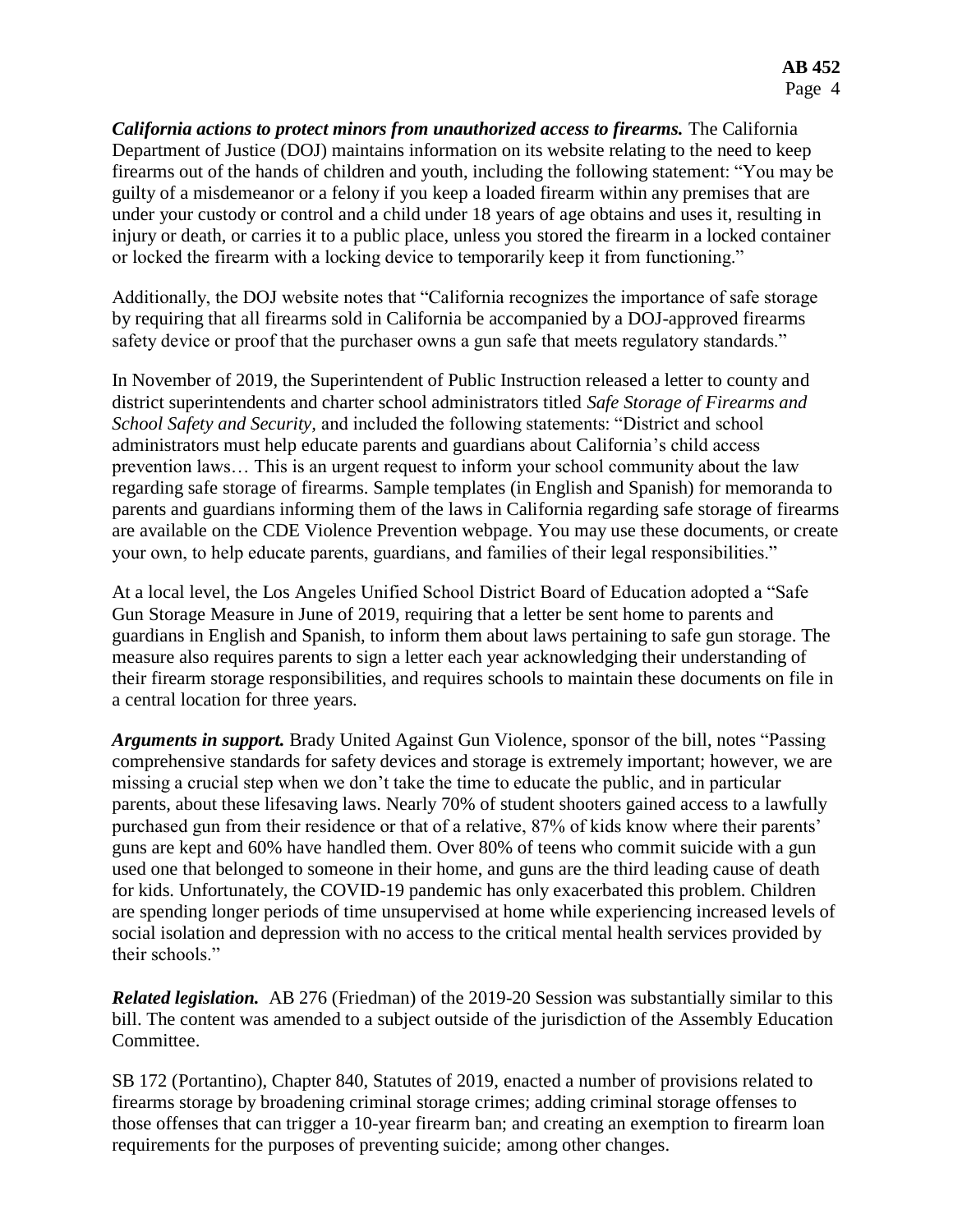***California actions to protect minors from unauthorized access to firearms.*** The California Department of Justice (DOJ) maintains information on its website relating to the need to keep firearms out of the hands of children and youth, including the following statement: "You may be guilty of a misdemeanor or a felony if you keep a loaded firearm within any premises that are under your custody or control and a child under 18 years of age obtains and uses it, resulting in injury or death, or carries it to a public place, unless you stored the firearm in a locked container or locked the firearm with a locking device to temporarily keep it from functioning."

Additionally, the DOJ website notes that "California recognizes the importance of safe storage by requiring that all firearms sold in California be accompanied by a DOJ-approved firearms safety device or proof that the purchaser owns a gun safe that meets regulatory standards."

In November of 2019, the Superintendent of Public Instruction released a letter to county and district superintendents and charter school administrators titled *Safe Storage of Firearms and School Safety and Security,* and included the following statements: "District and school administrators must help educate parents and guardians about California's child access prevention laws… This is an urgent request to inform your school community about the law regarding safe storage of firearms. Sample templates (in English and Spanish) for memoranda to parents and guardians informing them of the laws in California regarding safe storage of firearms are available on the CDE Violence Prevention webpage. You may use these documents, or create your own, to help educate parents, guardians, and families of their legal responsibilities."

At a local level, the Los Angeles Unified School District Board of Education adopted a "Safe Gun Storage Measure in June of 2019, requiring that a letter be sent home to parents and guardians in English and Spanish, to inform them about laws pertaining to safe gun storage. The measure also requires parents to sign a letter each year acknowledging their understanding of their firearm storage responsibilities, and requires schools to maintain these documents on file in a central location for three years.

***Arguments in support.*** Brady United Against Gun Violence, sponsor of the bill, notes "Passing comprehensive standards for safety devices and storage is extremely important; however, we are missing a crucial step when we don't take the time to educate the public, and in particular parents, about these lifesaving laws. Nearly 70% of student shooters gained access to a lawfully purchased gun from their residence or that of a relative, 87% of kids know where their parents' guns are kept and 60% have handled them. Over 80% of teens who commit suicide with a gun used one that belonged to someone in their home, and guns are the third leading cause of death for kids. Unfortunately, the COVID-19 pandemic has only exacerbated this problem. Children are spending longer periods of time unsupervised at home while experiencing increased levels of social isolation and depression with no access to the critical mental health services provided by their schools."

***Related legislation.*** AB 276 (Friedman) of the 2019-20 Session was substantially similar to this bill. The content was amended to a subject outside of the jurisdiction of the Assembly Education Committee.

SB 172 (Portantino), Chapter 840, Statutes of 2019, enacted a number of provisions related to firearms storage by broadening criminal storage crimes; adding criminal storage offenses to those offenses that can trigger a 10-year firearm ban; and creating an exemption to firearm loan requirements for the purposes of preventing suicide; among other changes.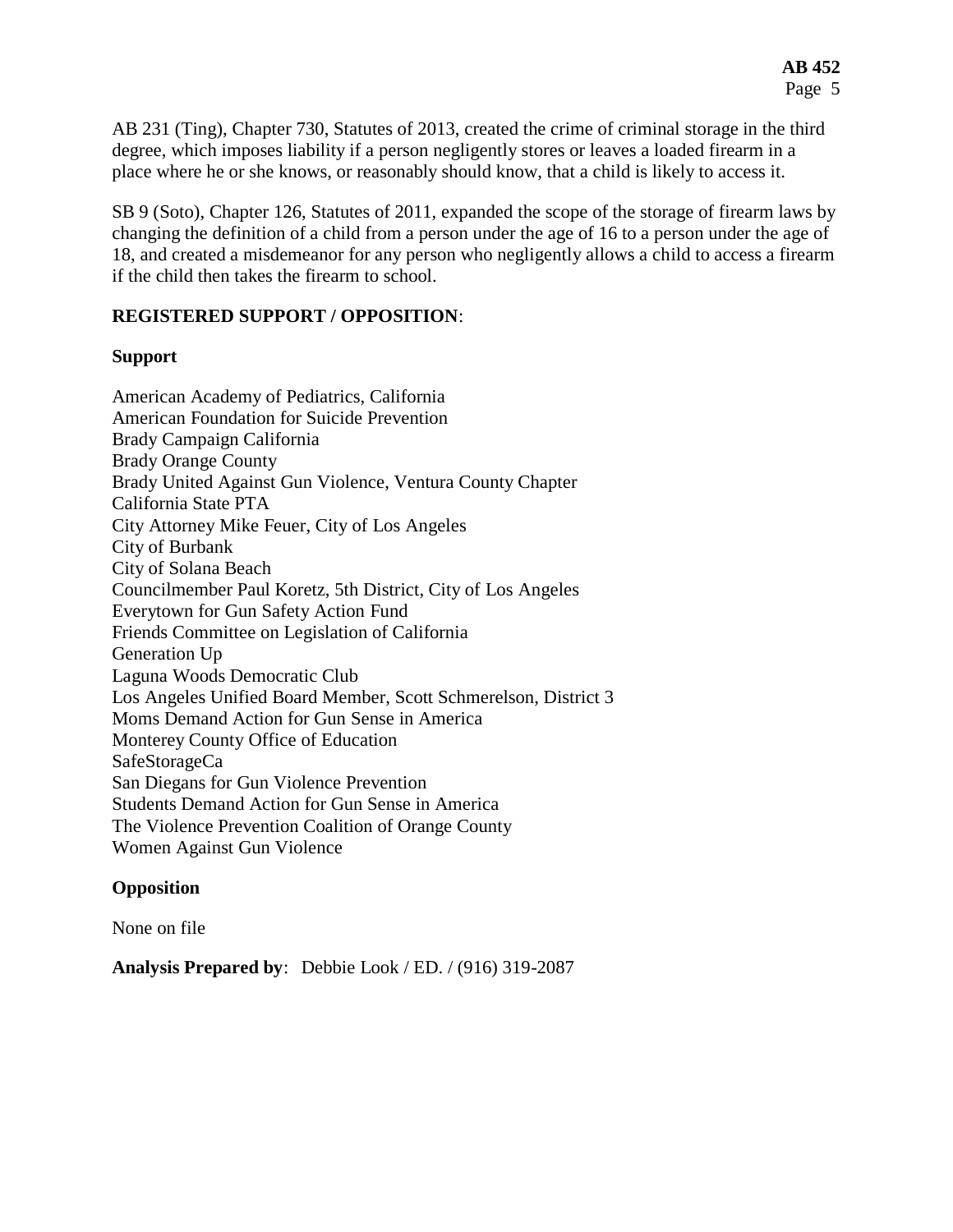AB 231 (Ting), Chapter 730, Statutes of 2013, created the crime of criminal storage in the third degree, which imposes liability if a person negligently stores or leaves a loaded firearm in a place where he or she knows, or reasonably should know, that a child is likely to access it.

SB 9 (Soto), Chapter 126, Statutes of 2011, expanded the scope of the storage of firearm laws by changing the definition of a child from a person under the age of 16 to a person under the age of 18, and created a misdemeanor for any person who negligently allows a child to access a firearm if the child then takes the firearm to school.

## REGISTERED SUPPORT / OPPOSITION:

### Support

American Academy of Pediatrics, California
American Foundation for Suicide Prevention
Brady Campaign California
Brady Orange County
Brady United Against Gun Violence, Ventura County Chapter
California State PTA
City Attorney Mike Feuer, City of Los Angeles
City of Burbank
City of Solana Beach
Councilmember Paul Koretz, 5th District, City of Los Angeles
Everytown for Gun Safety Action Fund
Friends Committee on Legislation of California
Generation Up
Laguna Woods Democratic Club
Los Angeles Unified Board Member, Scott Schmerelson, District 3
Moms Demand Action for Gun Sense in America
Monterey County Office of Education
SafeStorageCa
San Diegans for Gun Violence Prevention
Students Demand Action for Gun Sense in America
The Violence Prevention Coalition of Orange County
Women Against Gun Violence

### Opposition

None on file

**Analysis Prepared by**: Debbie Look / ED. / (916) 319-2087